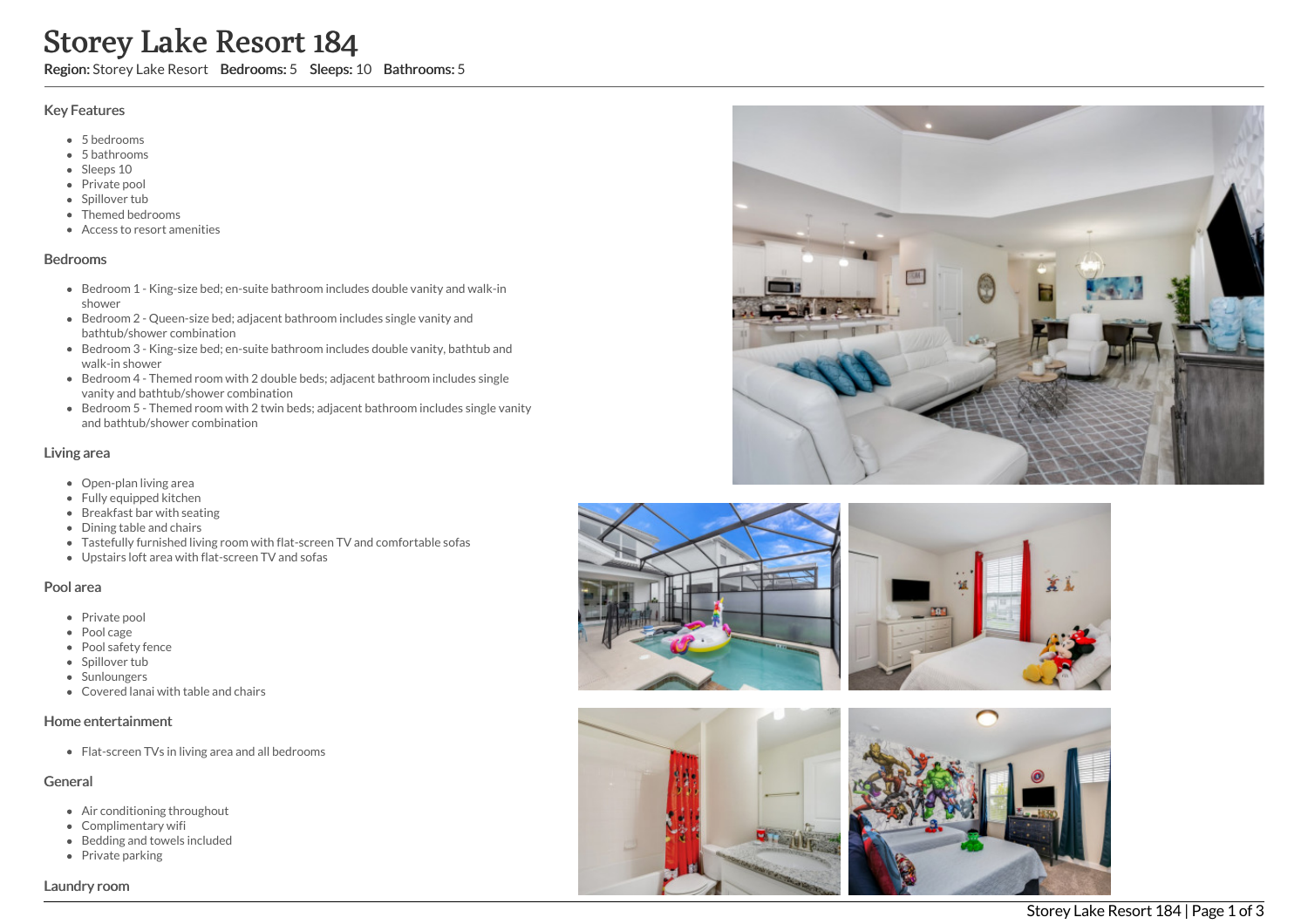# Storey Lake Resort 184

**Region:** Storey Lake Resort **Bedrooms:** 5 **Sleeps:** 10 **Bathrooms:** 5

## Key Features

- 5 bedrooms
- 5 bathrooms
- Sleeps 10
- Private pool
- Spillover tub
- Themed bedrooms
- Access to resort amenities

## Bedrooms

- Bedroom 1 - King-size bed; en-suite bathroom includes double vanity and walk-in shower
- Bedroom 2 - Queen-size bed; adjacent bathroom includes single vanity and bathtub/shower combination
- Bedroom 3 - King-size bed; en-suite bathroom includes double vanity, bathtub and walk-in shower
- Bedroom 4 - Themed room with 2 double beds; adjacent bathroom includes single vanity and bathtub/shower combination
- Bedroom 5 - Themed room with 2 twin beds; adjacent bathroom includes single vanity and bathtub/shower combination

## Living area

- Open-plan living area
- Fully equipped kitchen
- Breakfast bar with seating
- Dining table and chairs
- Tastefully furnished living room with flat-screen TV and comfortable sofas
- Upstairs loft area with flat-screen TV and sofas

## Pool area

- Private pool
- Pool cage
- Pool safety fence
- Spillover tub
- Sunloungers
- Covered lanai with table and chairs

## Home entertainment

- Flat-screen TVs in living area and all bedrooms

## General

- Air conditioning throughout
- Complimentary wifi
- Bedding and towels included
- Private parking

## Laundry room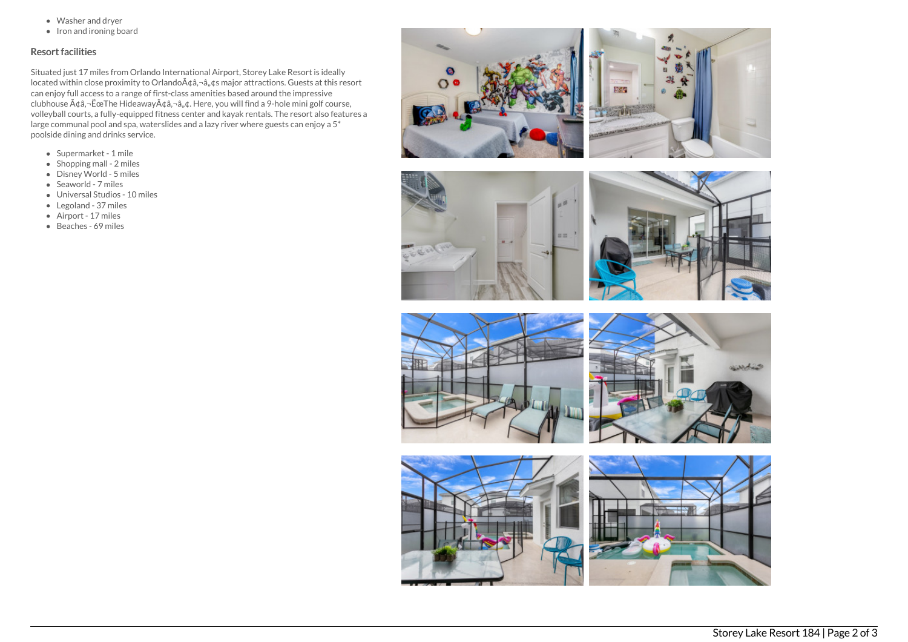- Washer and dryer
- Iron and ironing board

### Resort facilities

Situated just 17 miles from Orlando International Airport, Storey Lake Resort is ideally located within close proximity to OrlandoÃ¢â‚¬â„¢s major attractions. Guests at this resort can enjoy full access to a range of first-class amenities based around the impressive clubhouse Ã¢â‚¬ËœThe HideawayÃ¢â‚¬â„¢. Here, you will find a 9-hole mini golf course, volleyball courts, a fully-equipped fitness center and kayak rentals. The resort also features a large communal pool and spa, waterslides and a lazy river where guests can enjoy a 5* poolside dining and drinks service.

- Supermarket - 1 mile
- Shopping mall - 2 miles
- Disney World - 5 miles
- Seaworld - 7 miles
- Universal Studios - 10 miles
- Legoland - 37 miles
- Airport - 17 miles
- Beaches - 69 miles